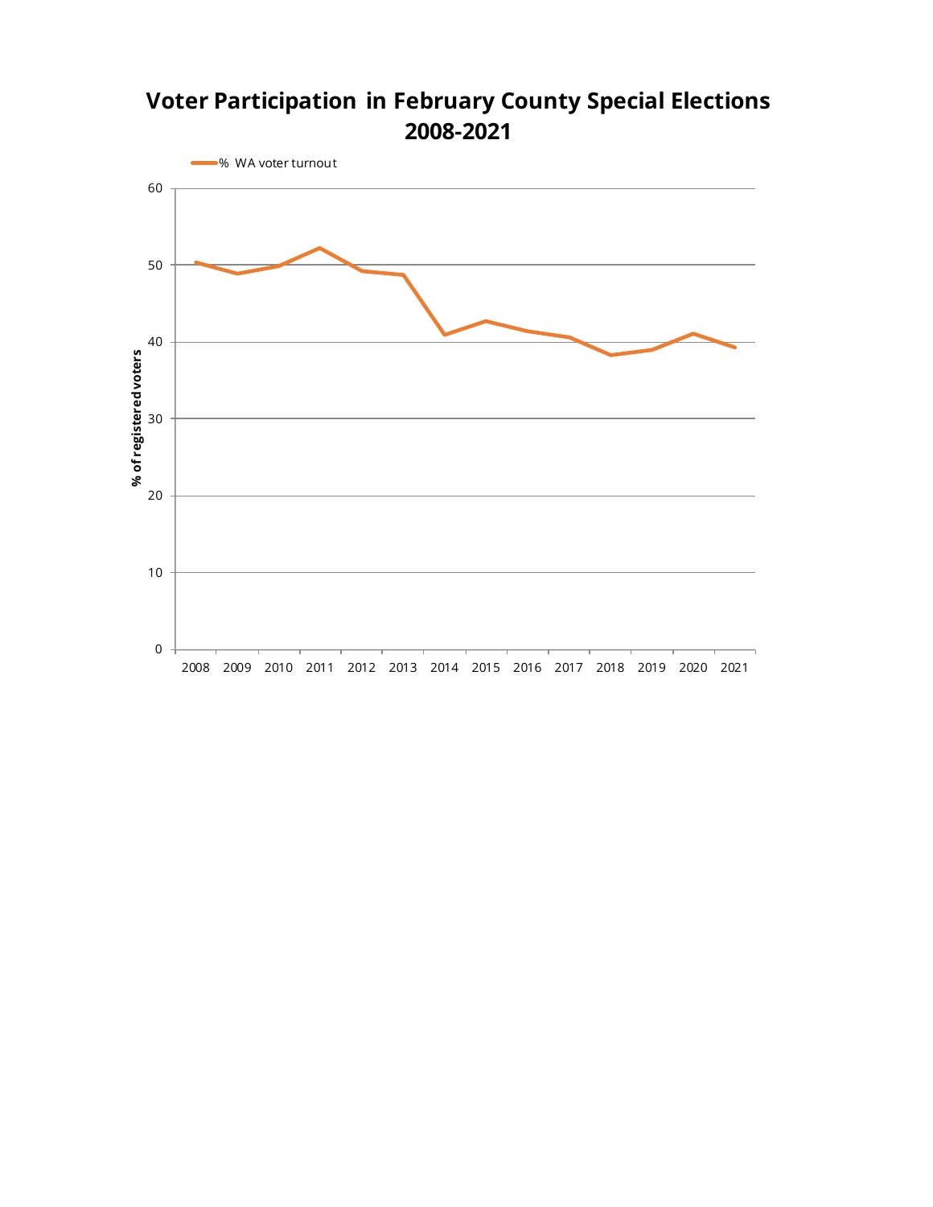# Voter Participation in February County Special Elections 2008-2021

% WA voter turnout

% of registered voters

60

50

40

30

20

10

0

2008 2009 2010 2011 2012 2013 2014 2015 2016 2017 2018 2019 2020 2021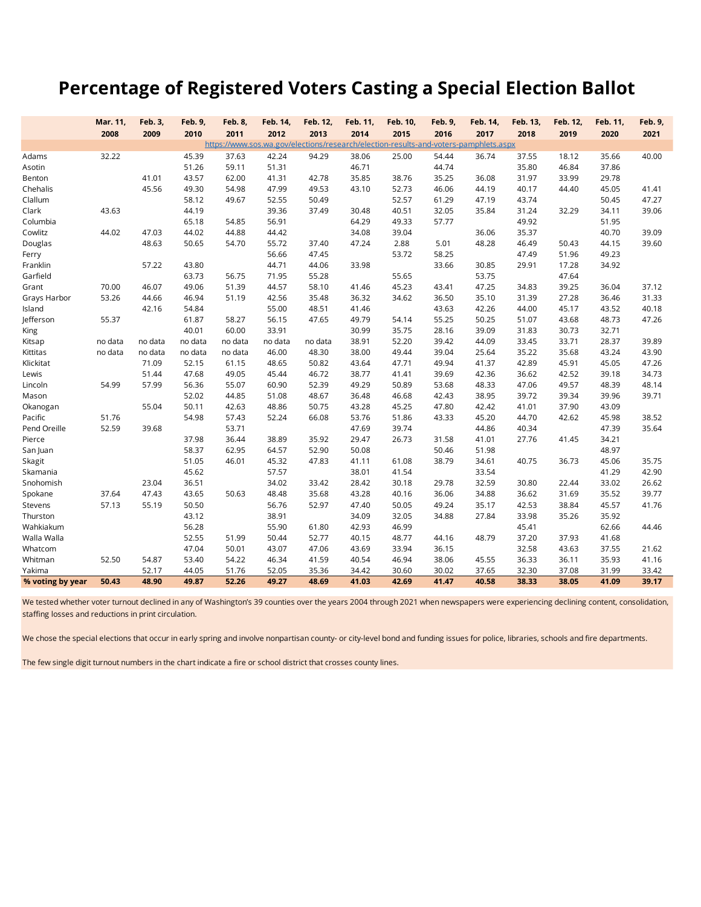# Percentage of Registered Voters Casting a Special Election Ballot

| | Mar. 11, 2008 | Feb. 3, 2009 | Feb. 9, 2010 | Feb. 8, 2011 | Feb. 14, 2012 | Feb. 12, 2013 | Feb. 11, 2014 | Feb. 10, 2015 | Feb. 9, 2016 | Feb. 14, 2017 | Feb. 13, 2018 | Feb. 12, 2019 | Feb. 11, 2020 | Feb. 9, 2021 |
|---|---|---|---|---|---|---|---|---|---|---|---|---|---|---|
| https://www.sos.wa.gov/elections/research/election-results-and-voters-pamphlets.aspx | | | | | | | | | | | | | | |
| Adams | 32.22 | | 45.39 | 37.63 | 42.24 | 94.29 | 38.06 | 25.00 | 54.44 | 36.74 | 37.55 | 18.12 | 35.66 | 40.00 |
| Asotin | | | 51.26 | 59.11 | 51.31 | | 46.71 | | 44.74 | | 35.80 | 46.84 | 37.86 | |
| Benton | | 41.01 | 43.57 | 62.00 | 41.31 | 42.78 | 35.85 | 38.76 | 35.25 | 36.08 | 31.97 | 33.99 | 29.78 | |
| Chehalis | | 45.56 | 49.30 | 54.98 | 47.99 | 49.53 | 43.10 | 52.73 | 46.06 | 44.19 | 40.17 | 44.40 | 45.05 | 41.41 |
| Clallum | | | 58.12 | 49.67 | 52.55 | 50.49 | | 52.57 | 61.29 | 47.19 | 43.74 | | 50.45 | 47.27 |
| Clark | 43.63 | | 44.19 | | 39.36 | 37.49 | 30.48 | 40.51 | 32.05 | 35.84 | 31.24 | 32.29 | 34.11 | 39.06 |
| Columbia | | | 65.18 | 54.85 | 56.91 | | 64.29 | 49.33 | 57.77 | | 49.92 | | 51.95 | |
| Cowlitz | 44.02 | 47.03 | 44.02 | 44.88 | 44.42 | | 34.08 | 39.04 | | 36.06 | 35.37 | | 40.70 | 39.09 |
| Douglas | | 48.63 | 50.65 | 54.70 | 55.72 | 37.40 | 47.24 | 2.88 | 5.01 | 48.28 | 46.49 | 50.43 | 44.15 | 39.60 |
| Ferry | | | | | 56.66 | 47.45 | | 53.72 | 58.25 | | 47.49 | 51.96 | 49.23 | |
| Franklin | | 57.22 | 43.80 | | 44.71 | 44.06 | 33.98 | | 33.66 | 30.85 | 29.91 | 17.28 | 34.92 | |
| Garfield | | | 63.73 | 56.75 | 71.95 | 55.28 | | 55.65 | | 53.75 | | 47.64 | | |
| Grant | 70.00 | 46.07 | 49.06 | 51.39 | 44.57 | 58.10 | 41.46 | 45.23 | 43.41 | 47.25 | 34.83 | 39.25 | 36.04 | 37.12 |
| Grays Harbor | 53.26 | 44.66 | 46.94 | 51.19 | 42.56 | 35.48 | 36.32 | 34.62 | 36.50 | 35.10 | 31.39 | 27.28 | 36.46 | 31.33 |
| Island | | 42.16 | 54.84 | | 55.00 | 48.51 | 41.46 | | 43.63 | 42.26 | 44.00 | 45.17 | 43.52 | 40.18 |
| Jefferson | 55.37 | | 61.87 | 58.27 | 56.15 | 47.65 | 49.79 | 54.14 | 55.25 | 50.25 | 51.07 | 43.68 | 48.73 | 47.26 |
| King | | | 40.01 | 60.00 | 33.91 | | 30.99 | 35.75 | 28.16 | 39.09 | 31.83 | 30.73 | 32.71 | |
| Kitsap | no data | no data | no data | no data | no data | no data | 38.91 | 52.20 | 39.42 | 44.09 | 33.45 | 33.71 | 28.37 | 39.89 |
| Kittitas | no data | no data | no data | no data | 46.00 | 48.30 | 38.00 | 49.44 | 39.04 | 25.64 | 35.22 | 35.68 | 43.24 | 43.90 |
| Klickitat | | 71.09 | 52.15 | 61.15 | 48.65 | 50.82 | 43.64 | 47.71 | 49.94 | 41.37 | 42.89 | 45.91 | 45.05 | 47.26 |
| Lewis | | 51.44 | 47.68 | 49.05 | 45.44 | 46.72 | 38.77 | 41.41 | 39.69 | 42.36 | 36.62 | 42.52 | 39.18 | 34.73 |
| Lincoln | 54.99 | 57.99 | 56.36 | 55.07 | 60.90 | 52.39 | 49.29 | 50.89 | 53.68 | 48.33 | 47.06 | 49.57 | 48.39 | 48.14 |
| Mason | | | 52.02 | 44.85 | 51.08 | 48.67 | 36.48 | 46.68 | 42.43 | 38.95 | 39.72 | 39.34 | 39.96 | 39.71 |
| Okanogan | | 55.04 | 50.11 | 42.63 | 48.86 | 50.75 | 43.28 | 45.25 | 47.80 | 42.42 | 41.01 | 37.90 | 43.09 | |
| Pacific | 51.76 | | 54.98 | 57.43 | 52.24 | 66.08 | 53.76 | 51.86 | 43.33 | 45.20 | 44.70 | 42.62 | 45.98 | 38.52 |
| Pend Oreille | 52.59 | 39.68 | | 53.71 | | | 47.69 | 39.74 | | 44.86 | 40.34 | | 47.39 | 35.64 |
| Pierce | | | 37.98 | 36.44 | 38.89 | 35.92 | 29.47 | 26.73 | 31.58 | 41.01 | 27.76 | 41.45 | 34.21 | |
| San Juan | | | 58.37 | 62.95 | 64.57 | 52.90 | 50.08 | | 50.46 | 51.98 | | | 48.97 | |
| Skagit | | | 51.05 | 46.01 | 45.32 | 47.83 | 41.11 | 61.08 | 38.79 | 34.61 | 40.75 | 36.73 | 45.06 | 35.75 |
| Skamania | | | 45.62 | | 57.57 | | 38.01 | 41.54 | | 33.54 | | | 41.29 | 42.90 |
| Snohomish | | 23.04 | 36.51 | | 34.02 | 33.42 | 28.42 | 30.18 | 29.78 | 32.59 | 30.80 | 22.44 | 33.02 | 26.62 |
| Spokane | 37.64 | 47.43 | 43.65 | 50.63 | 48.48 | 35.68 | 43.28 | 40.16 | 36.06 | 34.88 | 36.62 | 31.69 | 35.52 | 39.77 |
| Stevens | 57.13 | 55.19 | 50.50 | | 56.76 | 52.97 | 47.40 | 50.05 | 49.24 | 35.17 | 42.53 | 38.84 | 45.57 | 41.76 |
| Thurston | | | 43.12 | | 38.91 | | 34.09 | 32.05 | 34.88 | 27.84 | 33.98 | 35.26 | 35.92 | |
| Wahkiakum | | | 56.28 | | 55.90 | 61.80 | 42.93 | 46.99 | | | 45.41 | | 62.66 | 44.46 |
| Walla Walla | | | 52.55 | 51.99 | 50.44 | 52.77 | 40.15 | 48.77 | 44.16 | 48.79 | 37.20 | 37.93 | 41.68 | |
| Whatcom | | | 47.04 | 50.01 | 43.07 | 47.06 | 43.69 | 33.94 | 36.15 | | 32.58 | 43.63 | 37.55 | 21.62 |
| Whitman | 52.50 | 54.87 | 53.40 | 54.22 | 46.34 | 41.59 | 40.54 | 46.94 | 38.06 | 45.55 | 36.33 | 36.11 | 35.93 | 41.16 |
| Yakima | | 52.17 | 44.05 | 51.76 | 52.05 | 35.36 | 34.42 | 30.60 | 30.02 | 37.65 | 32.30 | 37.08 | 31.99 | 33.42 |
| **% voting by year** | **50.43** | **48.90** | **49.87** | **52.26** | **49.27** | **48.69** | **41.03** | **42.69** | **41.47** | **40.58** | **38.33** | **38.05** | **41.09** | **39.17** |

We tested whether voter turnout declined in any of Washington's 39 counties over the years 2004 through 2021 when newspapers were experiencing declining content, consolidation, staffing losses and reductions in print circulation.

We chose the special elections that occur in early spring and involve nonpartisan county- or city-level bond and funding issues for police, libraries, schools and fire departments.

The few single digit turnout numbers in the chart indicate a fire or school district that crosses county lines.